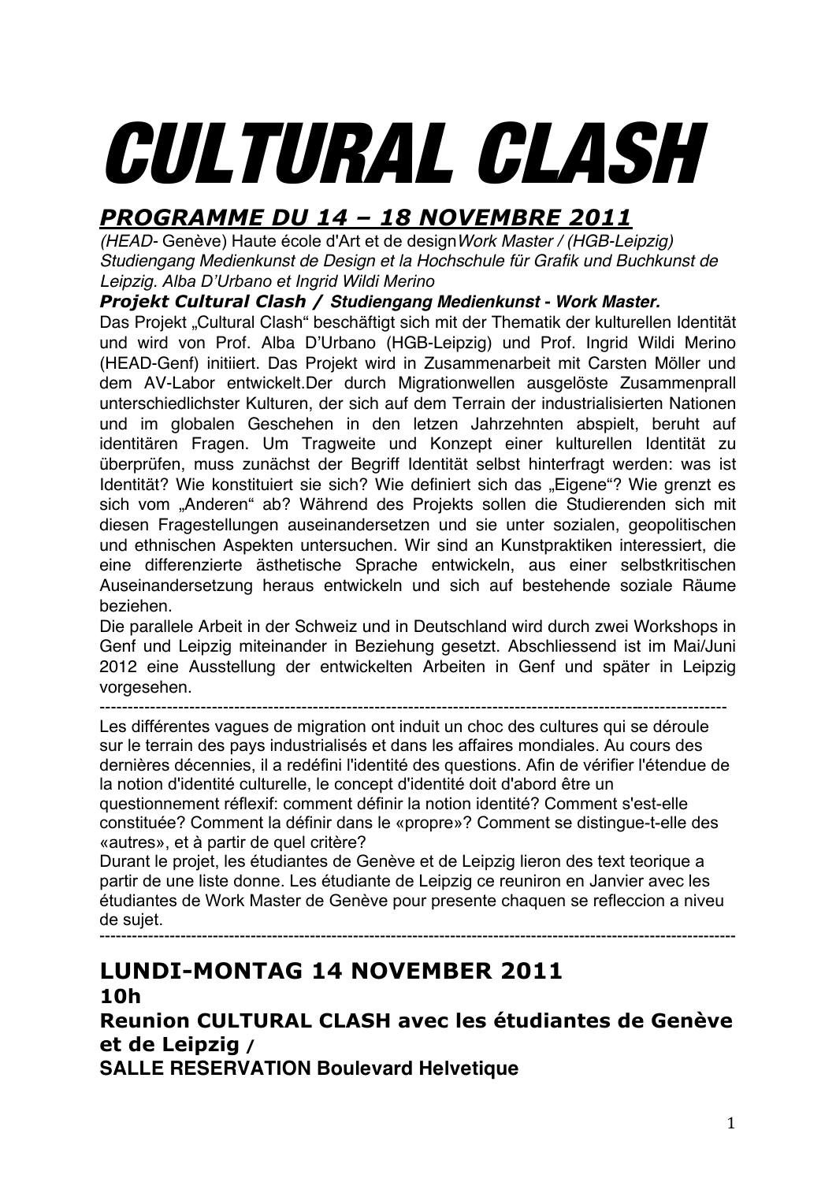# CULTURAL CLASH

## *PROGRAMME DU 14 – 18 NOVEMBRE 2011*

*(HEAD-* Genève) Haute école d'Art et de design*Work Master / (HGB-Leipzig) Studiengang Medienkunst de Design et la Hochschule für Grafik und Buchkunst de Leipzig. Alba D'Urbano et Ingrid Wildi Merino*

***Projekt Cultural Clash /* Studiengang Medienkunst - Work Master.**

Das Projekt „Cultural Clash" beschäftigt sich mit der Thematik der kulturellen Identität und wird von Prof. Alba D'Urbano (HGB-Leipzig) und Prof. Ingrid Wildi Merino (HEAD-Genf) initiiert. Das Projekt wird in Zusammenarbeit mit Carsten Möller und dem AV-Labor entwickelt.Der durch Migrationwellen ausgelöste Zusammenprall unterschiedlichster Kulturen, der sich auf dem Terrain der industrialisierten Nationen und im globalen Geschehen in den letzen Jahrzehnten abspielt, beruht auf identitären Fragen. Um Tragweite und Konzept einer kulturellen Identität zu überprüfen, muss zunächst der Begriff Identität selbst hinterfragt werden: was ist Identität? Wie konstituiert sie sich? Wie definiert sich das „Eigene"? Wie grenzt es sich vom „Anderen" ab? Während des Projekts sollen die Studierenden sich mit diesen Fragestellungen auseinandersetzen und sie unter sozialen, geopolitischen und ethnischen Aspekten untersuchen. Wir sind an Kunstpraktiken interessiert, die eine differenzierte ästhetische Sprache entwickeln, aus einer selbstkritischen Auseinandersetzung heraus entwickeln und sich auf bestehende soziale Räume beziehen.

Die parallele Arbeit in der Schweiz und in Deutschland wird durch zwei Workshops in Genf und Leipzig miteinander in Beziehung gesetzt. Abschliessend ist im Mai/Juni 2012 eine Ausstellung der entwickelten Arbeiten in Genf und später in Leipzig vorgesehen.

---

Les différentes vagues de migration ont induit un choc des cultures qui se déroule sur le terrain des pays industrialisés et dans les affaires mondiales. Au cours des dernières décennies, il a redéfini l'identité des questions. Afin de vérifier l'étendue de la notion d'identité culturelle, le concept d'identité doit d'abord être un questionnement réflexif: comment définir la notion identité? Comment s'est-elle constituée? Comment la définir dans le «propre»? Comment se distingue-t-elle des «autres», et à partir de quel critère?

Durant le projet, les étudiantes de Genève et de Leipzig lieron des text teorique a partir de une liste donne. Les étudiante de Leipzig ce reuniron en Janvier avec les étudiantes de Work Master de Genève pour presente chaquen se refleccion a niveu de sujet.

---

## LUNDI-MONTAG 14 NOVEMBER 2011

### 10h

### Reunion CULTURAL CLASH avec les étudiantes de Genève et de Leipzig /

**SALLE RESERVATION Boulevard Helvetique**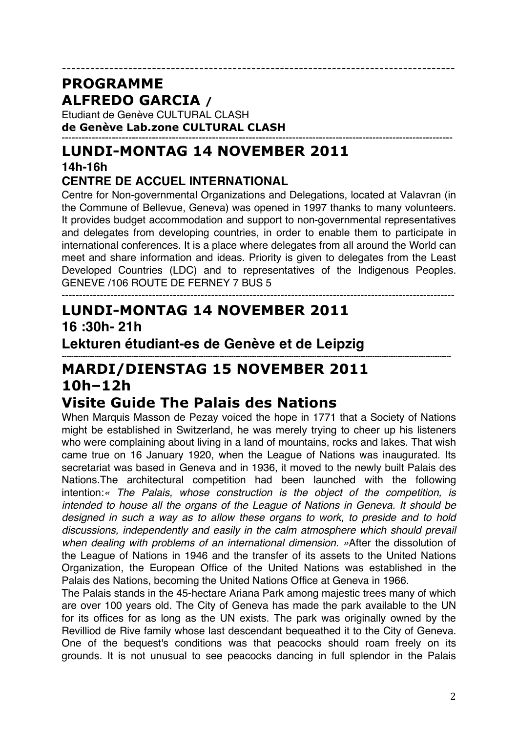---

# PROGRAMME

# ALFREDO GARCIA /

Etudiant de Genève CULTURAL CLASH

**de Genève Lab.zone CULTURAL CLASH**

---

## LUNDI-MONTAG 14 NOVEMBER 2011

**14h-16h**

**CENTRE DE ACCUEIL INTERNATIONAL**

Centre for Non-governmental Organizations and Delegations, located at Valavran (in the Commune of Bellevue, Geneva) was opened in 1997 thanks to many volunteers. It provides budget accommodation and support to non-governmental representatives and delegates from developing countries, in order to enable them to participate in international conferences. It is a place where delegates from all around the World can meet and share information and ideas. Priority is given to delegates from the Least Developed Countries (LDC) and to representatives of the Indigenous Peoples. GENEVE /106 ROUTE DE FERNEY 7 BUS 5

---

## LUNDI-MONTAG 14 NOVEMBER 2011

**16 :30h- 21h**

**Lekturen étudiant-es de Genève et de Leipzig**

---

## MARDI/DIENSTAG 15 NOVEMBER 2011

## 10h–12h

## Visite Guide The Palais des Nations

When Marquis Masson de Pezay voiced the hope in 1771 that a Society of Nations might be established in Switzerland, he was merely trying to cheer up his listeners who were complaining about living in a land of mountains, rocks and lakes. That wish came true on 16 January 1920, when the League of Nations was inaugurated. Its secretariat was based in Geneva and in 1936, it moved to the newly built Palais des Nations.The architectural competition had been launched with the following intention:*« The Palais, whose construction is the object of the competition, is intended to house all the organs of the League of Nations in Geneva. It should be designed in such a way as to allow these organs to work, to preside and to hold discussions, independently and easily in the calm atmosphere which should prevail when dealing with problems of an international dimension. »*After the dissolution of the League of Nations in 1946 and the transfer of its assets to the United Nations Organization, the European Office of the United Nations was established in the Palais des Nations, becoming the United Nations Office at Geneva in 1966.

The Palais stands in the 45-hectare Ariana Park among majestic trees many of which are over 100 years old. The City of Geneva has made the park available to the UN for its offices for as long as the UN exists. The park was originally owned by the Revilliod de Rive family whose last descendant bequeathed it to the City of Geneva. One of the bequest's conditions was that peacocks should roam freely on its grounds. It is not unusual to see peacocks dancing in full splendor in the Palais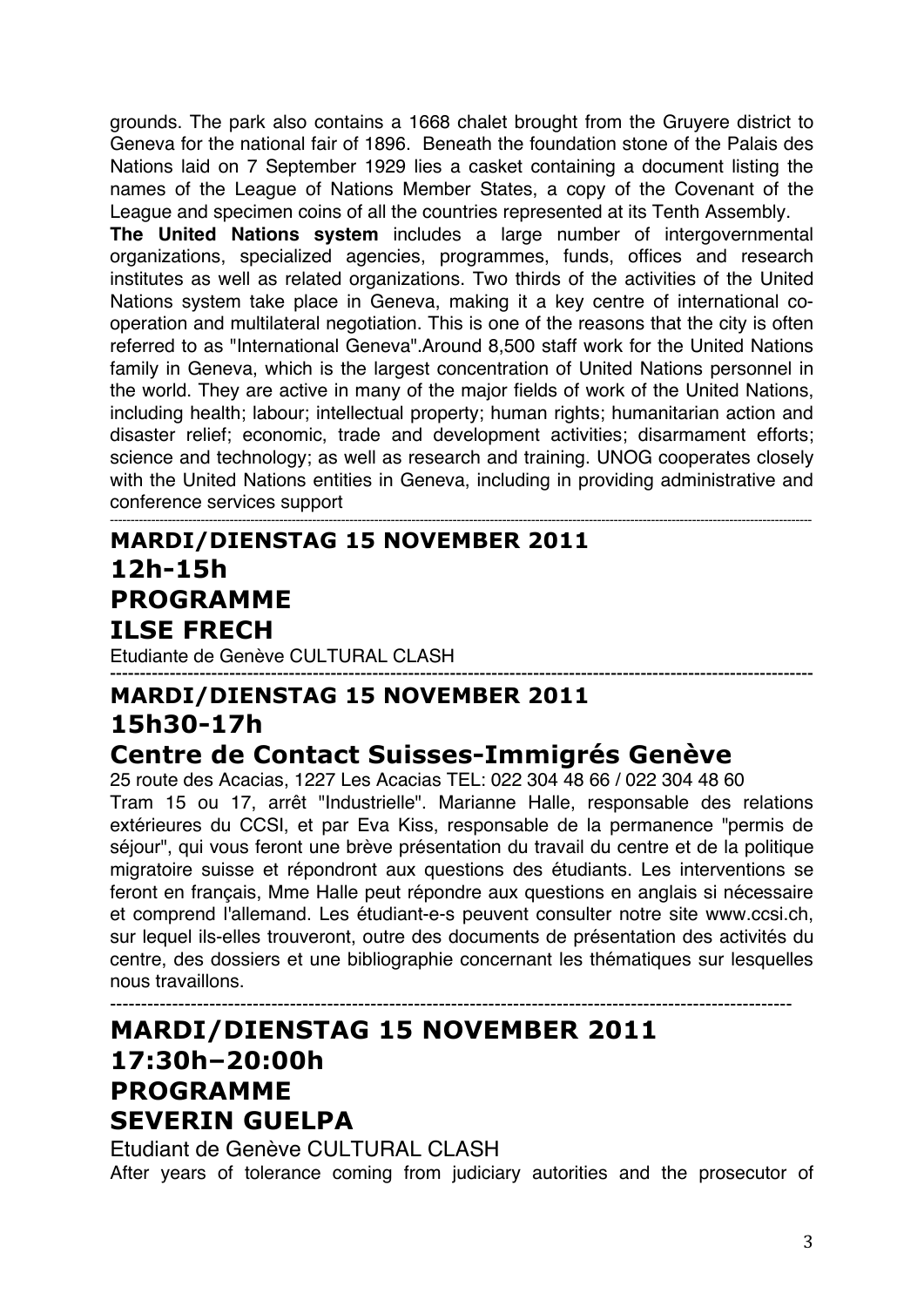grounds. The park also contains a 1668 chalet brought from the Gruyere district to Geneva for the national fair of 1896. Beneath the foundation stone of the Palais des Nations laid on 7 September 1929 lies a casket containing a document listing the names of the League of Nations Member States, a copy of the Covenant of the League and specimen coins of all the countries represented at its Tenth Assembly.

**The United Nations system** includes a large number of intergovernmental organizations, specialized agencies, programmes, funds, offices and research institutes as well as related organizations. Two thirds of the activities of the United Nations system take place in Geneva, making it a key centre of international co-operation and multilateral negotiation. This is one of the reasons that the city is often referred to as "International Geneva".Around 8,500 staff work for the United Nations family in Geneva, which is the largest concentration of United Nations personnel in the world. They are active in many of the major fields of work of the United Nations, including health; labour; intellectual property; human rights; humanitarian action and disaster relief; economic, trade and development activities; disarmament efforts; science and technology; as well as research and training. UNOG cooperates closely with the United Nations entities in Geneva, including in providing administrative and conference services support

---

## MARDI/DIENSTAG 15 NOVEMBER 2011
## 12h-15h
## PROGRAMME
## ILSE FRECH

Etudiante de Genève CULTURAL CLASH

---

## MARDI/DIENSTAG 15 NOVEMBER 2011
## 15h30-17h
## Centre de Contact Suisses-Immigrés Genève

25 route des Acacias, 1227 Les Acacias TEL: 022 304 48 66 / 022 304 48 60

Tram 15 ou 17, arrêt "Industrielle". Marianne Halle, responsable des relations extérieures du CCSI, et par Eva Kiss, responsable de la permanence "permis de séjour", qui vous feront une brève présentation du travail du centre et de la politique migratoire suisse et répondront aux questions des étudiants. Les interventions se feront en français, Mme Halle peut répondre aux questions en anglais si nécessaire et comprend l'allemand. Les étudiant-e-s peuvent consulter notre site www.ccsi.ch, sur lequel ils-elles trouveront, outre des documents de présentation des activités du centre, des dossiers et une bibliographie concernant les thématiques sur lesquelles nous travaillons.

---

## MARDI/DIENSTAG 15 NOVEMBER 2011
## 17:30h–20:00h
## PROGRAMME
## SEVERIN GUELPA

Etudiant de Genève CULTURAL CLASH

After years of tolerance coming from judiciary autorities and the prosecutor of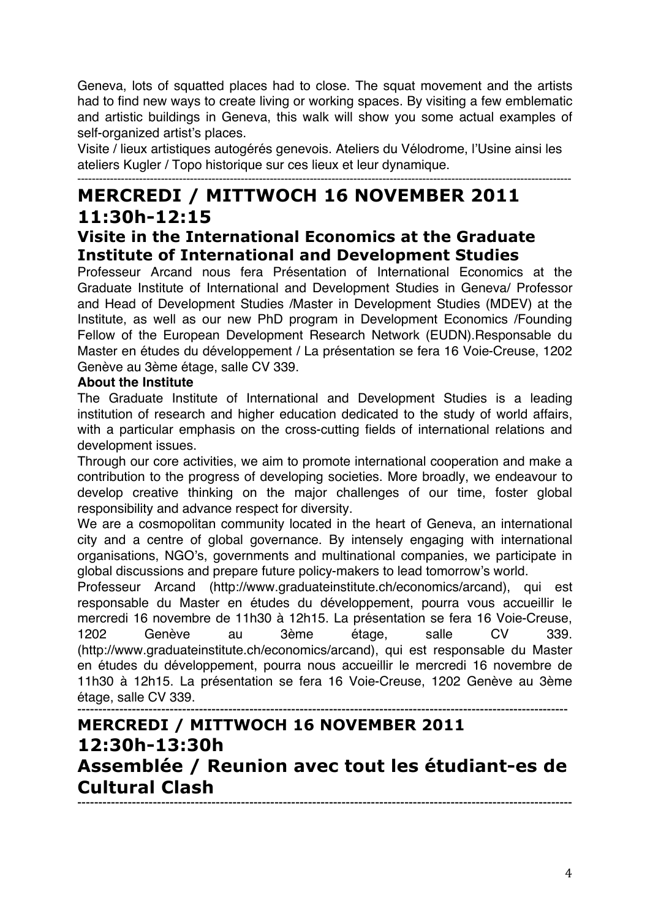Geneva, lots of squatted places had to close. The squat movement and the artists had to find new ways to create living or working spaces. By visiting a few emblematic and artistic buildings in Geneva, this walk will show you some actual examples of self-organized artist's places.

Visite / lieux artistiques autogérés genevois. Ateliers du Vélodrome, l'Usine ainsi les ateliers Kugler / Topo historique sur ces lieux et leur dynamique.

---

# MERCREDI / MITTWOCH 16 NOVEMBER 2011 11:30h-12:15

## Visite in the International Economics at the Graduate Institute of International and Development Studies

Professeur Arcand nous fera Présentation of International Economics at the Graduate Institute of International and Development Studies in Geneva/ Professor and Head of Development Studies /Master in Development Studies (MDEV) at the Institute, as well as our new PhD program in Development Economics /Founding Fellow of the European Development Research Network (EUDN).Responsable du Master en études du développement / La présentation se fera 16 Voie-Creuse, 1202 Genève au 3ème étage, salle CV 339.

**About the Institute**

The Graduate Institute of International and Development Studies is a leading institution of research and higher education dedicated to the study of world affairs, with a particular emphasis on the cross-cutting fields of international relations and development issues.

Through our core activities, we aim to promote international cooperation and make a contribution to the progress of developing societies. More broadly, we endeavour to develop creative thinking on the major challenges of our time, foster global responsibility and advance respect for diversity.

We are a cosmopolitan community located in the heart of Geneva, an international city and a centre of global governance. By intensely engaging with international organisations, NGO's, governments and multinational companies, we participate in global discussions and prepare future policy-makers to lead tomorrow's world.

Professeur Arcand (http://www.graduateinstitute.ch/economics/arcand), qui est responsable du Master en études du développement, pourra vous accueillir le mercredi 16 novembre de 11h30 à 12h15. La présentation se fera 16 Voie-Creuse, 1202 Genève au 3ème étage, salle CV 339. (http://www.graduateinstitute.ch/economics/arcand), qui est responsable du Master en études du développement, pourra nous accueillir le mercredi 16 novembre de 11h30 à 12h15. La présentation se fera 16 Voie-Creuse, 1202 Genève au 3ème étage, salle CV 339.

---

# MERCREDI / MITTWOCH 16 NOVEMBER 2011 12:30h-13:30h

# Assemblée / Reunion avec tout les étudiant-es de Cultural Clash

---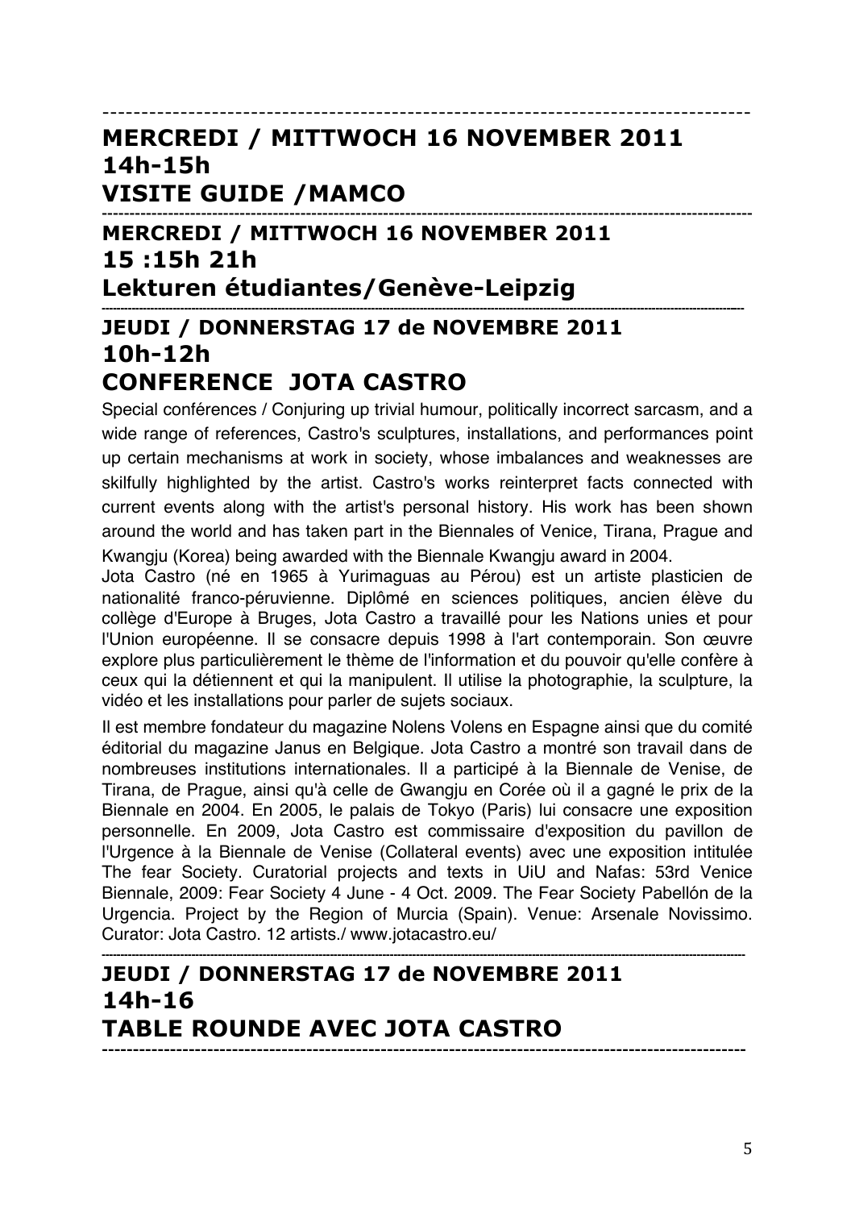---

## MERCREDI / MITTWOCH 16 NOVEMBER 2011
## 14h-15h
## VISITE GUIDE /MAMCO

---

## MERCREDI / MITTWOCH 16 NOVEMBER 2011
## 15 :15h 21h
## Lekturen étudiantes/Genève-Leipzig

---

## JEUDI / DONNERSTAG 17 de NOVEMBRE 2011
## 10h-12h
## CONFERENCE JOTA CASTRO

Special conférences / Conjuring up trivial humour, politically incorrect sarcasm, and a wide range of references, Castro's sculptures, installations, and performances point up certain mechanisms at work in society, whose imbalances and weaknesses are skilfully highlighted by the artist. Castro's works reinterpret facts connected with current events along with the artist's personal history. His work has been shown around the world and has taken part in the Biennales of Venice, Tirana, Prague and Kwangju (Korea) being awarded with the Biennale Kwangju award in 2004.

Jota Castro (né en 1965 à Yurimaguas au Pérou) est un artiste plasticien de nationalité franco-péruvienne. Diplômé en sciences politiques, ancien élève du collège d'Europe à Bruges, Jota Castro a travaillé pour les Nations unies et pour l'Union européenne. Il se consacre depuis 1998 à l'art contemporain. Son œuvre explore plus particulièrement le thème de l'information et du pouvoir qu'elle confère à ceux qui la détiennent et qui la manipulent. Il utilise la photographie, la sculpture, la vidéo et les installations pour parler de sujets sociaux.

Il est membre fondateur du magazine Nolens Volens en Espagne ainsi que du comité éditorial du magazine Janus en Belgique. Jota Castro a montré son travail dans de nombreuses institutions internationales. Il a participé à la Biennale de Venise, de Tirana, de Prague, ainsi qu'à celle de Gwangju en Corée où il a gagné le prix de la Biennale en 2004. En 2005, le palais de Tokyo (Paris) lui consacre une exposition personnelle. En 2009, Jota Castro est commissaire d'exposition du pavillon de l'Urgence à la Biennale de Venise (Collateral events) avec une exposition intitulée The fear Society. Curatorial projects and texts in UiU and Nafas: 53rd Venice Biennale, 2009: Fear Society 4 June - 4 Oct. 2009. The Fear Society Pabellón de la Urgencia. Project by the Region of Murcia (Spain). Venue: Arsenale Novissimo. Curator: Jota Castro. 12 artists./ www.jotacastro.eu/

---

## JEUDI / DONNERSTAG 17 de NOVEMBRE 2011
## 14h-16
## TABLE ROUNDE AVEC JOTA CASTRO

---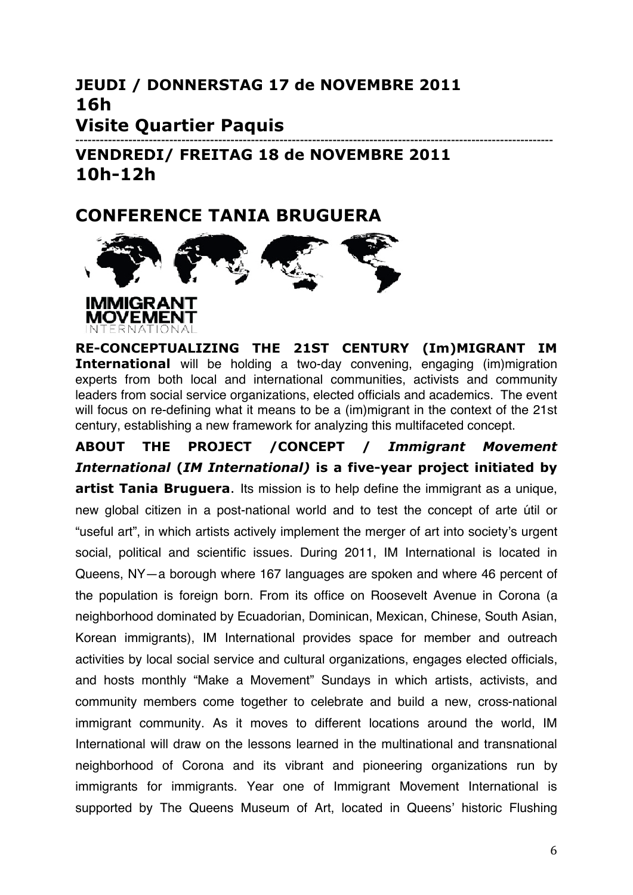**JEUDI / DONNERSTAG 17 de NOVEMBRE 2011**
**16h**
**Visite Quartier Paquis**

---

**VENDREDI/ FREITAG 18 de NOVEMBRE 2011**
**10h-12h**

## CONFERENCE TANIA BRUGUERA

IMMIGRANT MOVEMENT INTERNATIONAL

**RE-CONCEPTUALIZING THE 21ST CENTURY (Im)MIGRANT IM International** will be holding a two-day convening, engaging (im)migration experts from both local and international communities, activists and community leaders from social service organizations, elected officials and academics. The event will focus on re-defining what it means to be a (im)migrant in the context of the 21st century, establishing a new framework for analyzing this multifaceted concept.

**ABOUT THE PROJECT /CONCEPT /** ***Immigrant Movement International*** **(*IM International)* is a five-year project initiated by artist Tania Bruguera**. Its mission is to help define the immigrant as a unique, new global citizen in a post-national world and to test the concept of arte útil or "useful art", in which artists actively implement the merger of art into society's urgent social, political and scientific issues. During 2011, IM International is located in Queens, NY—a borough where 167 languages are spoken and where 46 percent of the population is foreign born. From its office on Roosevelt Avenue in Corona (a neighborhood dominated by Ecuadorian, Dominican, Mexican, Chinese, South Asian, Korean immigrants), IM International provides space for member and outreach activities by local social service and cultural organizations, engages elected officials, and hosts monthly "Make a Movement" Sundays in which artists, activists, and community members come together to celebrate and build a new, cross-national immigrant community. As it moves to different locations around the world, IM International will draw on the lessons learned in the multinational and transnational neighborhood of Corona and its vibrant and pioneering organizations run by immigrants for immigrants. Year one of Immigrant Movement International is supported by The Queens Museum of Art, located in Queens' historic Flushing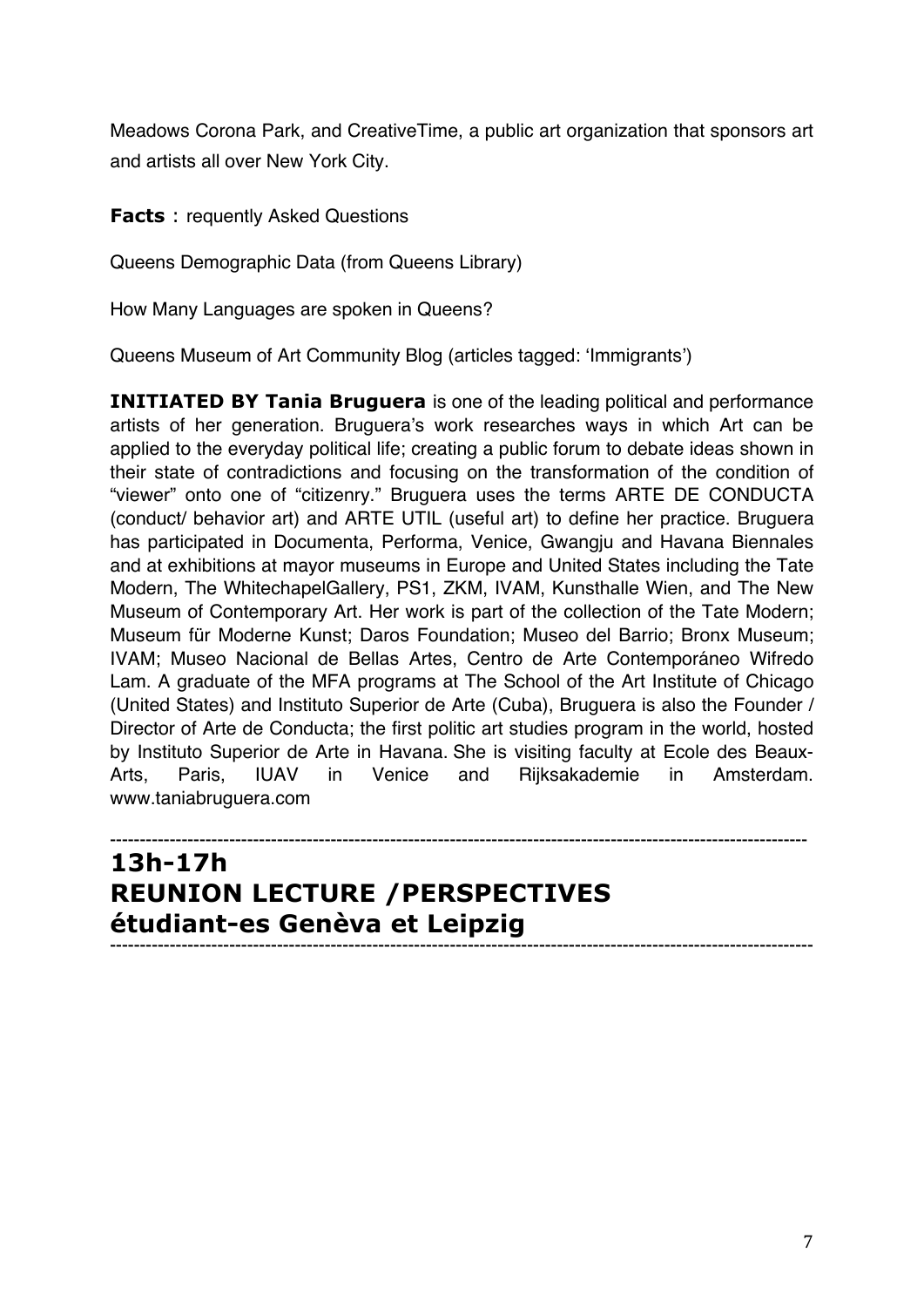Meadows Corona Park, and CreativeTime, a public art organization that sponsors art and artists all over New York City.

**Facts** : requently Asked Questions

Queens Demographic Data (from Queens Library)

How Many Languages are spoken in Queens?

Queens Museum of Art Community Blog (articles tagged: 'Immigrants')

**INITIATED BY Tania Bruguera** is one of the leading political and performance artists of her generation. Bruguera's work researches ways in which Art can be applied to the everyday political life; creating a public forum to debate ideas shown in their state of contradictions and focusing on the transformation of the condition of "viewer" onto one of "citizenry." Bruguera uses the terms ARTE DE CONDUCTA (conduct/ behavior art) and ARTE UTIL (useful art) to define her practice. Bruguera has participated in Documenta, Performa, Venice, Gwangju and Havana Biennales and at exhibitions at mayor museums in Europe and United States including the Tate Modern, The WhitechapelGallery, PS1, ZKM, IVAM, Kunsthalle Wien, and The New Museum of Contemporary Art. Her work is part of the collection of the Tate Modern; Museum für Moderne Kunst; Daros Foundation; Museo del Barrio; Bronx Museum; IVAM; Museo Nacional de Bellas Artes, Centro de Arte Contemporáneo Wifredo Lam. A graduate of the MFA programs at The School of the Art Institute of Chicago (United States) and Instituto Superior de Arte (Cuba), Bruguera is also the Founder / Director of Arte de Conducta; the first politic art studies program in the world, hosted by Instituto Superior de Arte in Havana. She is visiting faculty at Ecole des Beaux-Arts, Paris, IUAV in Venice and Rijksakademie in Amsterdam. www.taniabruguera.com

---

## 13h-17h
## REUNION LECTURE /PERSPECTIVES
## étudiant-es Genèva et Leipzig

---